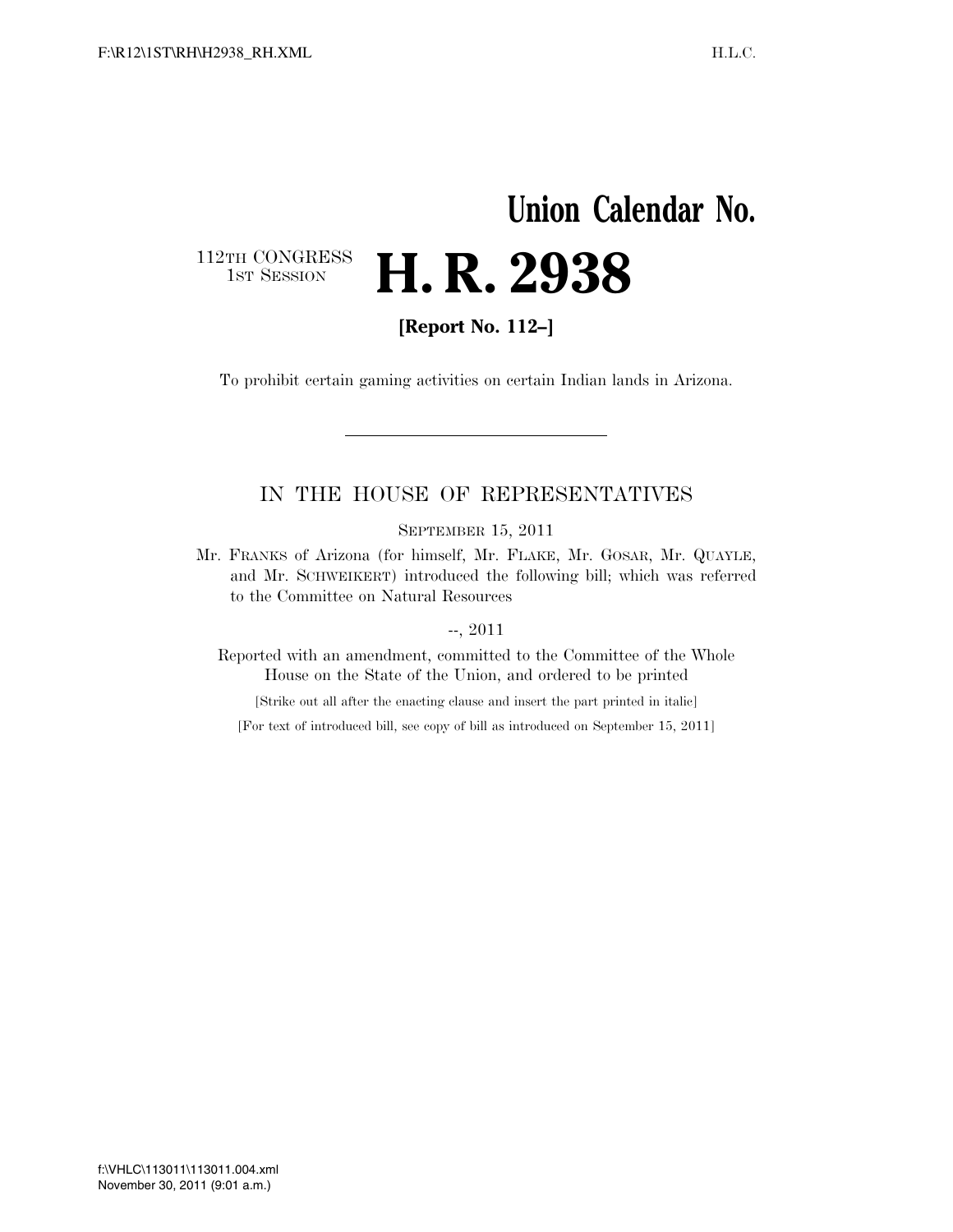# Union Calendar No.

112TH CONGRESS
1ST SESSION

# H. R. 2938

**[Report No. 112–]**

To prohibit certain gaming activities on certain Indian lands in Arizona.

---

## IN THE HOUSE OF REPRESENTATIVES

SEPTEMBER 15, 2011

Mr. FRANKS of Arizona (for himself, Mr. FLAKE, Mr. GOSAR, Mr. QUAYLE, and Mr. SCHWEIKERT) introduced the following bill; which was referred to the Committee on Natural Resources

--, 2011

Reported with an amendment, committed to the Committee of the Whole House on the State of the Union, and ordered to be printed

[Strike out all after the enacting clause and insert the part printed in italic]

[For text of introduced bill, see copy of bill as introduced on September 15, 2011]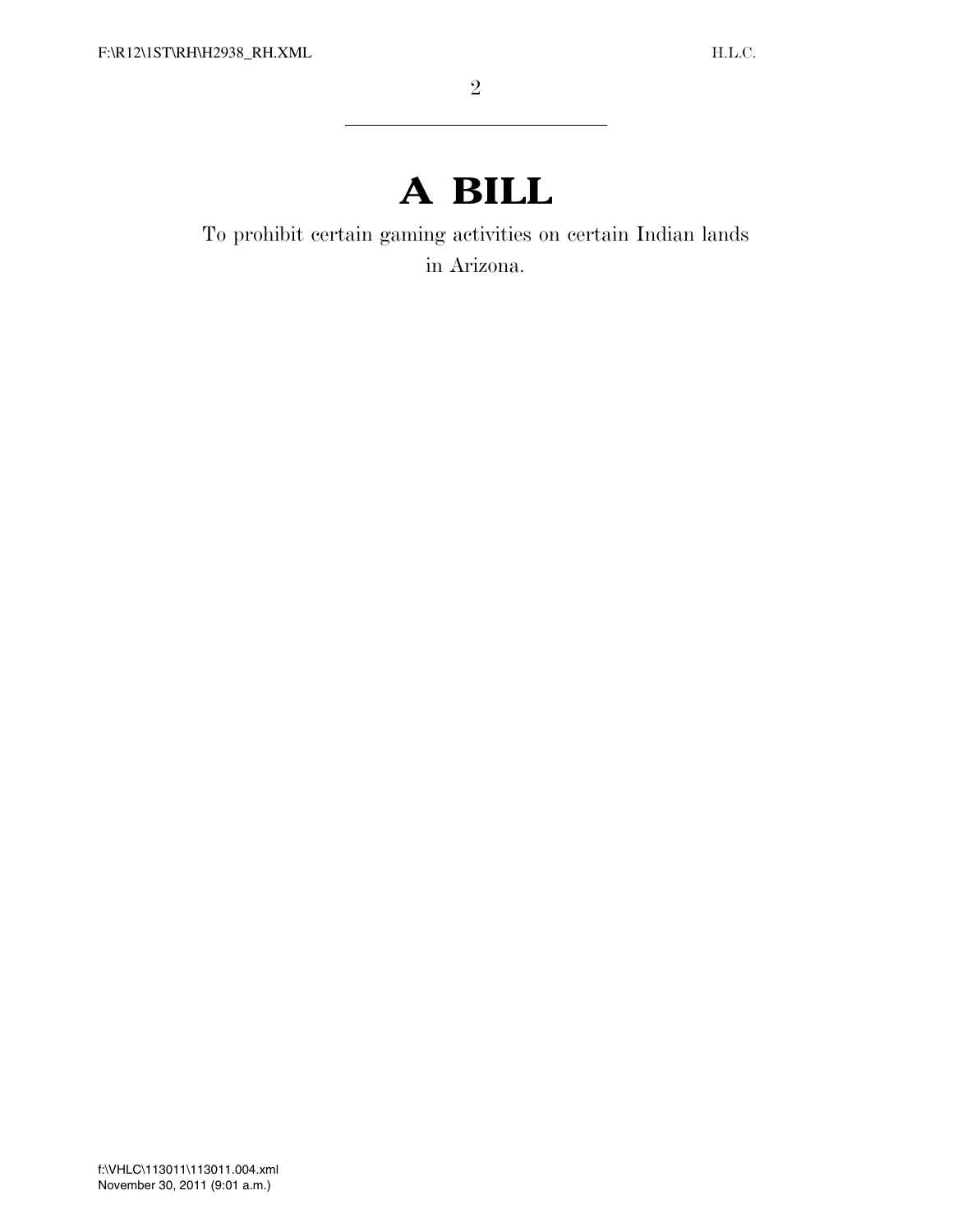# A BILL

To prohibit certain gaming activities on certain Indian lands in Arizona.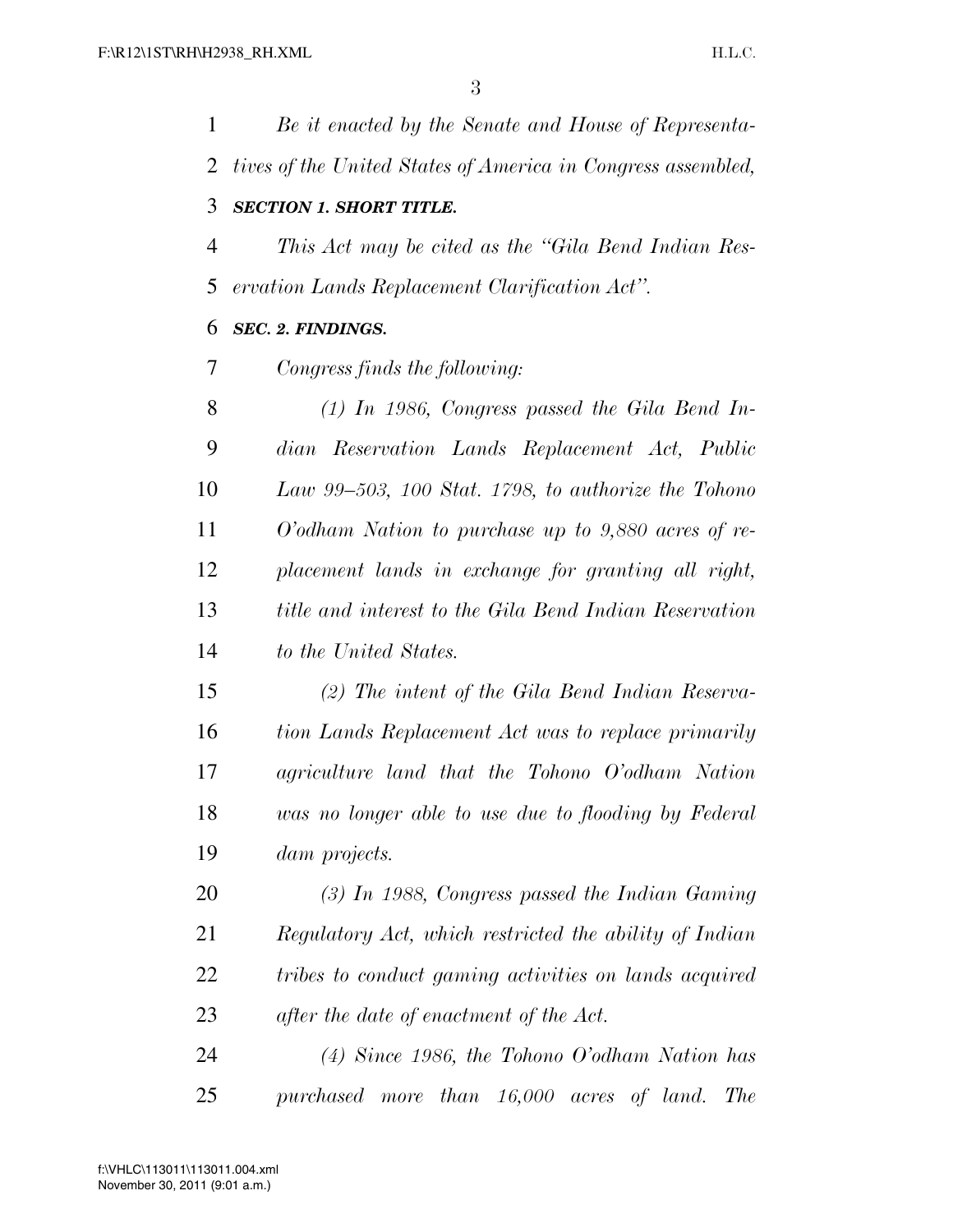*Be it enacted by the Senate and House of Representatives of the United States of America in Congress assembled,*

***SECTION 1. SHORT TITLE.***

*This Act may be cited as the "Gila Bend Indian Reservation Lands Replacement Clarification Act".*

***SEC. 2. FINDINGS.***

*Congress finds the following:*

*(1) In 1986, Congress passed the Gila Bend Indian Reservation Lands Replacement Act, Public Law 99–503, 100 Stat. 1798, to authorize the Tohono O'odham Nation to purchase up to 9,880 acres of replacement lands in exchange for granting all right, title and interest to the Gila Bend Indian Reservation to the United States.*

*(2) The intent of the Gila Bend Indian Reservation Lands Replacement Act was to replace primarily agriculture land that the Tohono O'odham Nation was no longer able to use due to flooding by Federal dam projects.*

*(3) In 1988, Congress passed the Indian Gaming Regulatory Act, which restricted the ability of Indian tribes to conduct gaming activities on lands acquired after the date of enactment of the Act.*

*(4) Since 1986, the Tohono O'odham Nation has purchased more than 16,000 acres of land. The*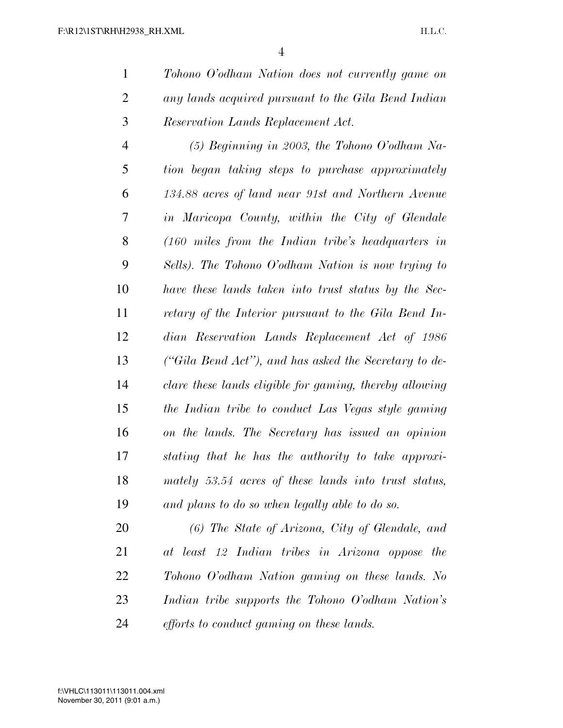*Tohono O'odham Nation does not currently game on any lands acquired pursuant to the Gila Bend Indian Reservation Lands Replacement Act.*

*(5) Beginning in 2003, the Tohono O'odham Nation began taking steps to purchase approximately 134.88 acres of land near 91st and Northern Avenue in Maricopa County, within the City of Glendale (160 miles from the Indian tribe's headquarters in Sells). The Tohono O'odham Nation is now trying to have these lands taken into trust status by the Secretary of the Interior pursuant to the Gila Bend Indian Reservation Lands Replacement Act of 1986 ("Gila Bend Act"), and has asked the Secretary to declare these lands eligible for gaming, thereby allowing the Indian tribe to conduct Las Vegas style gaming on the lands. The Secretary has issued an opinion stating that he has the authority to take approximately 53.54 acres of these lands into trust status, and plans to do so when legally able to do so.*

*(6) The State of Arizona, City of Glendale, and at least 12 Indian tribes in Arizona oppose the Tohono O'odham Nation gaming on these lands. No Indian tribe supports the Tohono O'odham Nation's efforts to conduct gaming on these lands.*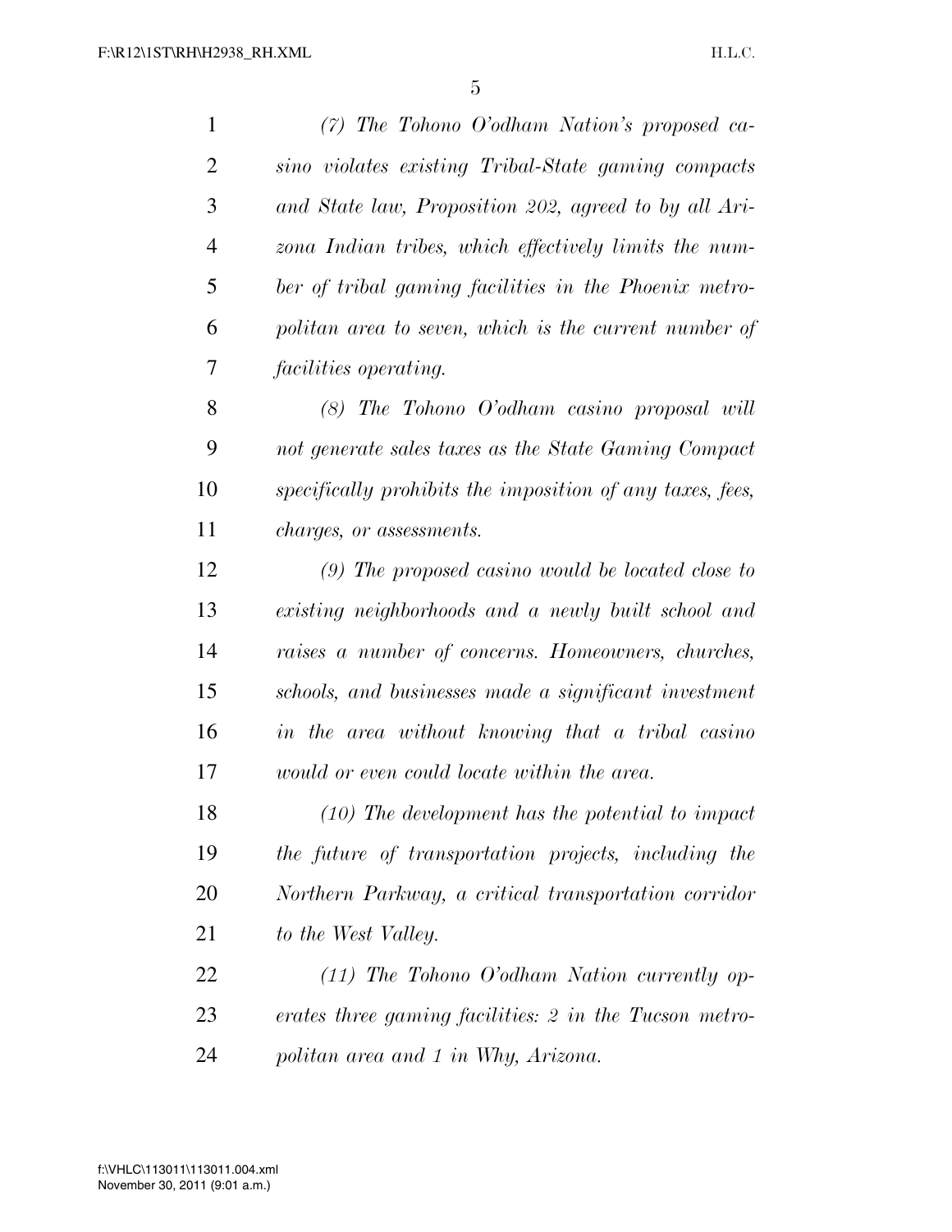*(7) The Tohono O'odham Nation's proposed casino violates existing Tribal-State gaming compacts and State law, Proposition 202, agreed to by all Arizona Indian tribes, which effectively limits the number of tribal gaming facilities in the Phoenix metropolitan area to seven, which is the current number of facilities operating.*

*(8) The Tohono O'odham casino proposal will not generate sales taxes as the State Gaming Compact specifically prohibits the imposition of any taxes, fees, charges, or assessments.*

*(9) The proposed casino would be located close to existing neighborhoods and a newly built school and raises a number of concerns. Homeowners, churches, schools, and businesses made a significant investment in the area without knowing that a tribal casino would or even could locate within the area.*

*(10) The development has the potential to impact the future of transportation projects, including the Northern Parkway, a critical transportation corridor to the West Valley.*

*(11) The Tohono O'odham Nation currently operates three gaming facilities: 2 in the Tucson metropolitan area and 1 in Why, Arizona.*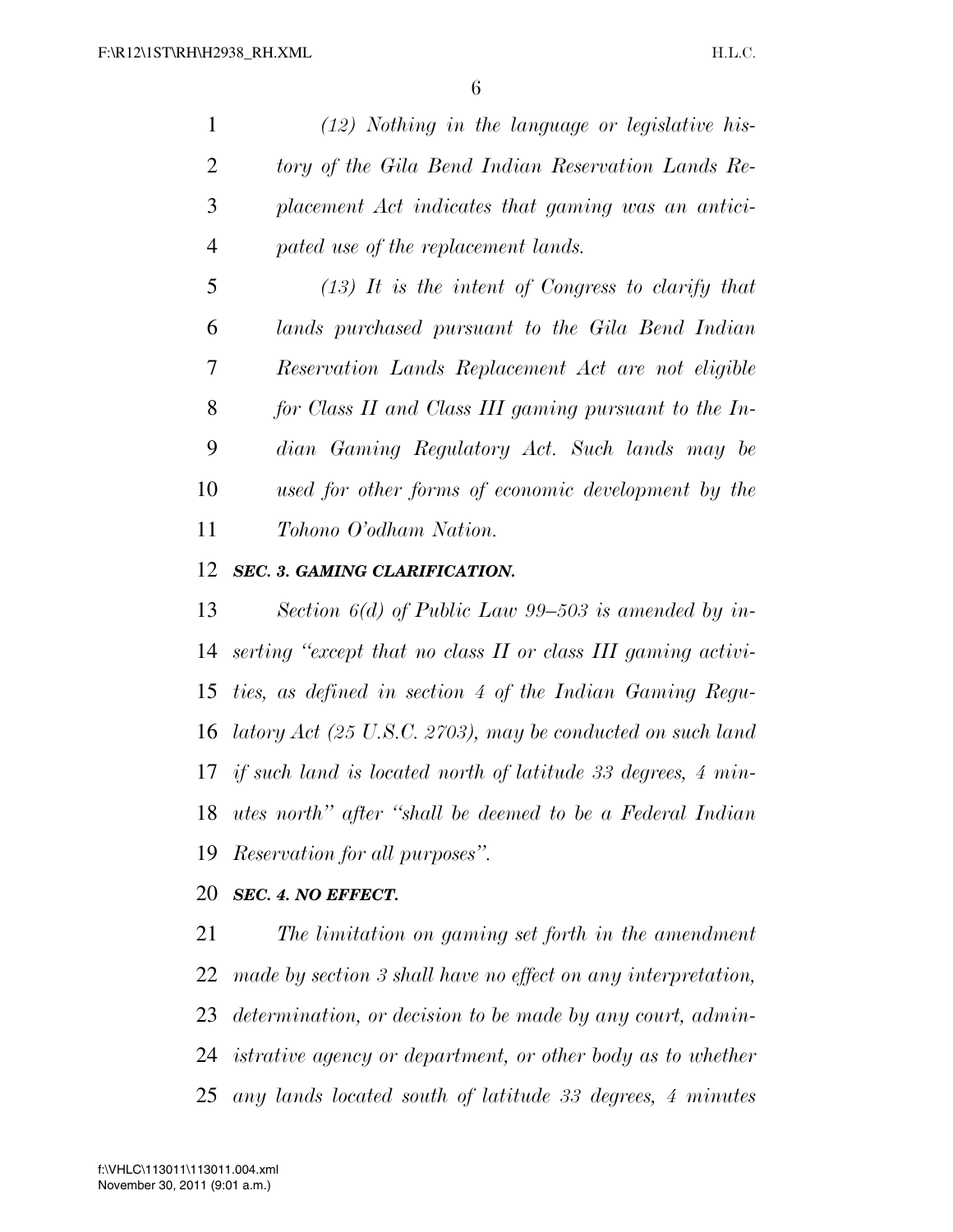*(12) Nothing in the language or legislative history of the Gila Bend Indian Reservation Lands Replacement Act indicates that gaming was an anticipated use of the replacement lands.*

*(13) It is the intent of Congress to clarify that lands purchased pursuant to the Gila Bend Indian Reservation Lands Replacement Act are not eligible for Class II and Class III gaming pursuant to the Indian Gaming Regulatory Act. Such lands may be used for other forms of economic development by the Tohono O'odham Nation.*

***SEC. 3. GAMING CLARIFICATION.***

*Section 6(d) of Public Law 99–503 is amended by inserting "except that no class II or class III gaming activities, as defined in section 4 of the Indian Gaming Regulatory Act (25 U.S.C. 2703), may be conducted on such land if such land is located north of latitude 33 degrees, 4 minutes north" after "shall be deemed to be a Federal Indian Reservation for all purposes".*

***SEC. 4. NO EFFECT.***

*The limitation on gaming set forth in the amendment made by section 3 shall have no effect on any interpretation, determination, or decision to be made by any court, administrative agency or department, or other body as to whether any lands located south of latitude 33 degrees, 4 minutes*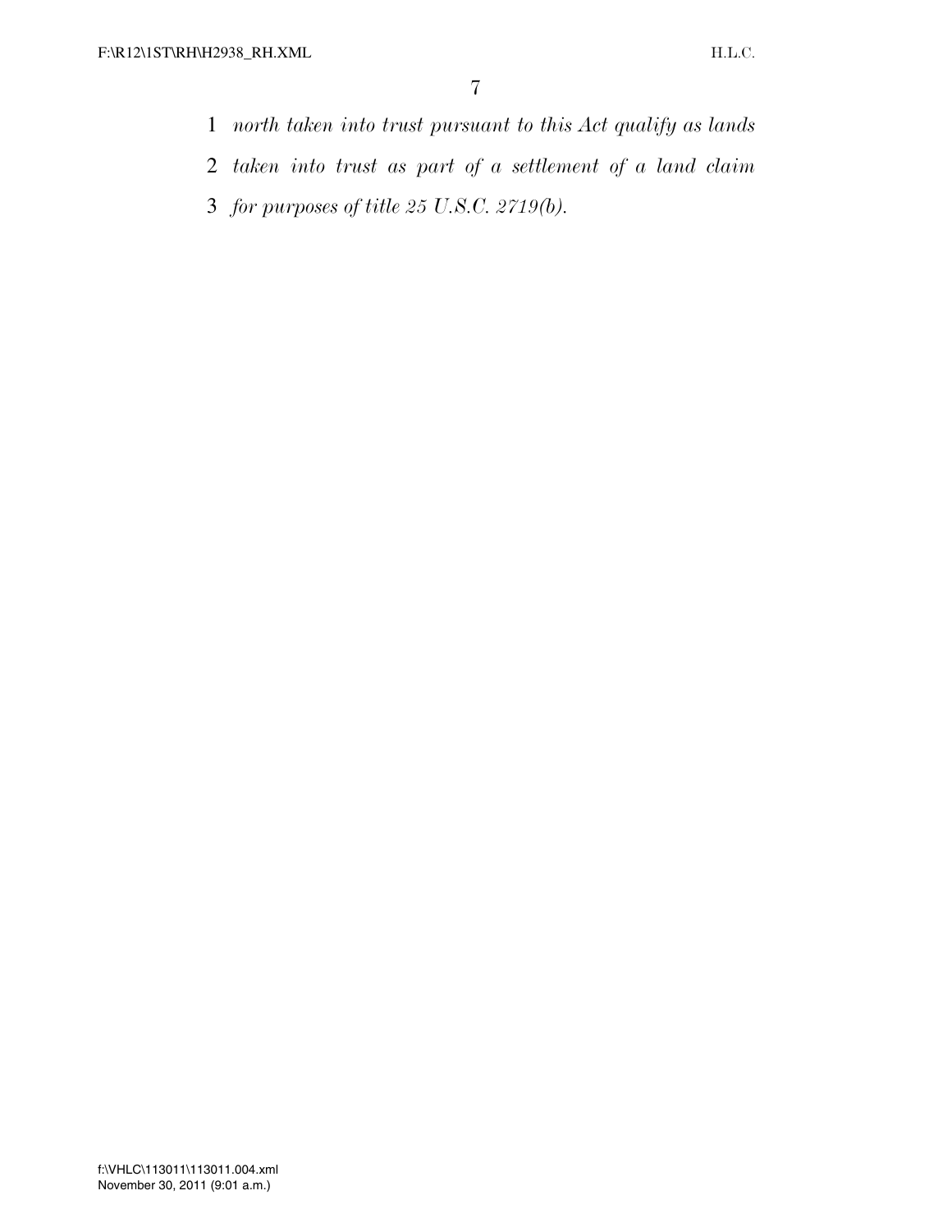*north taken into trust pursuant to this Act qualify as lands taken into trust as part of a settlement of a land claim for purposes of title 25 U.S.C. 2719(b).*